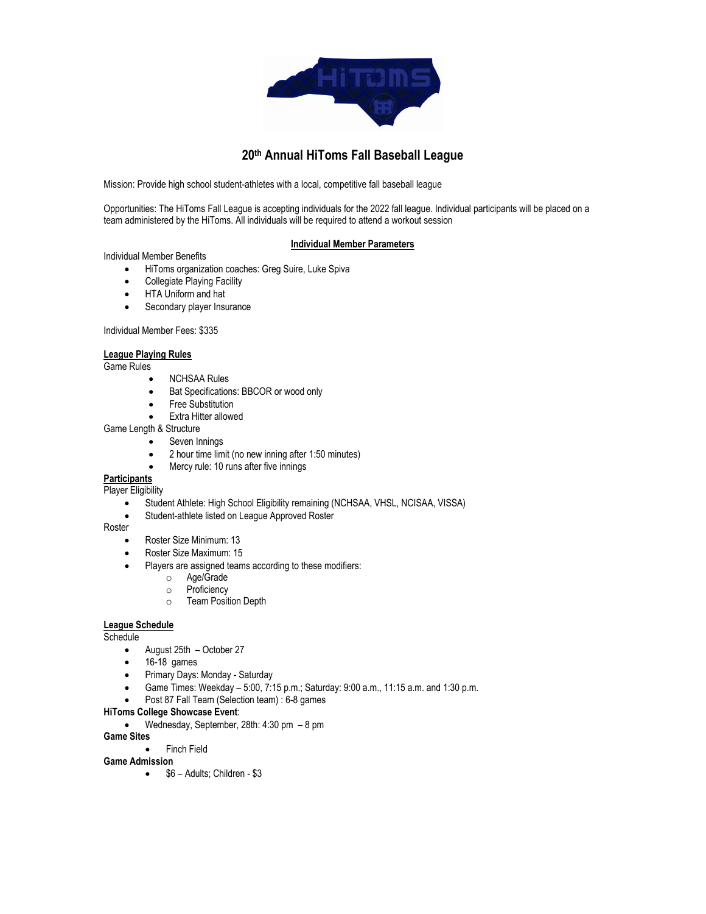# 20th Annual HiToms Fall Baseball League

Mission: Provide high school student-athletes with a local, competitive fall baseball league

Opportunities: The HiToms Fall League is accepting individuals for the 2022 fall league. Individual participants will be placed on a team administered by the HiToms. All individuals will be required to attend a workout session

## Individual Member Parameters

Individual Member Benefits

- HiToms organization coaches: Greg Suire, Luke Spiva
- Collegiate Playing Facility
- HTA Uniform and hat
- Secondary player Insurance

Individual Member Fees: $335

## League Playing Rules

Game Rules

- NCHSAA Rules
- Bat Specifications: BBCOR or wood only
- Free Substitution
- Extra Hitter allowed

Game Length & Structure

- Seven Innings
- 2 hour time limit (no new inning after 1:50 minutes)
- Mercy rule: 10 runs after five innings

## Participants

Player Eligibility

- Student Athlete: High School Eligibility remaining (NCHSAA, VHSL, NCISAA, VISSA)
- Student-athlete listed on League Approved Roster

Roster

- Roster Size Minimum: 13
- Roster Size Maximum: 15
- Players are assigned teams according to these modifiers:
  - Age/Grade
  - Proficiency
  - Team Position Depth

## League Schedule

Schedule

- August 25th – October 27
- 16-18 games
- Primary Days: Monday - Saturday
- Game Times: Weekday – 5:00, 7:15 p.m.; Saturday: 9:00 a.m., 11:15 a.m. and 1:30 p.m.
- Post 87 Fall Team (Selection team) : 6-8 games

**HiToms College Showcase Event**:

- Wednesday, September, 28th: 4:30 pm – 8 pm

**Game Sites**

- Finch Field

**Game Admission**

- $6 – Adults; Children - $3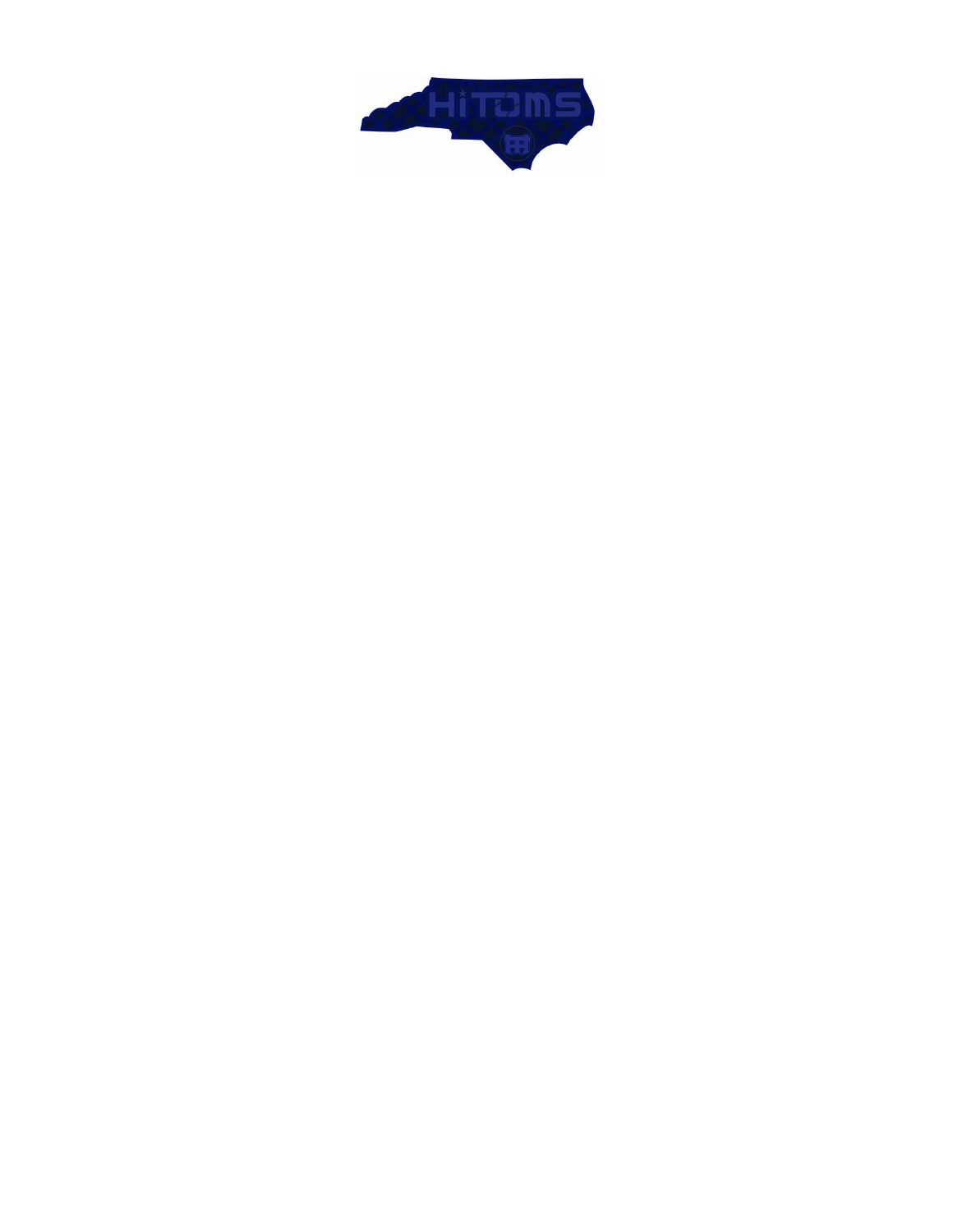HiTOMS